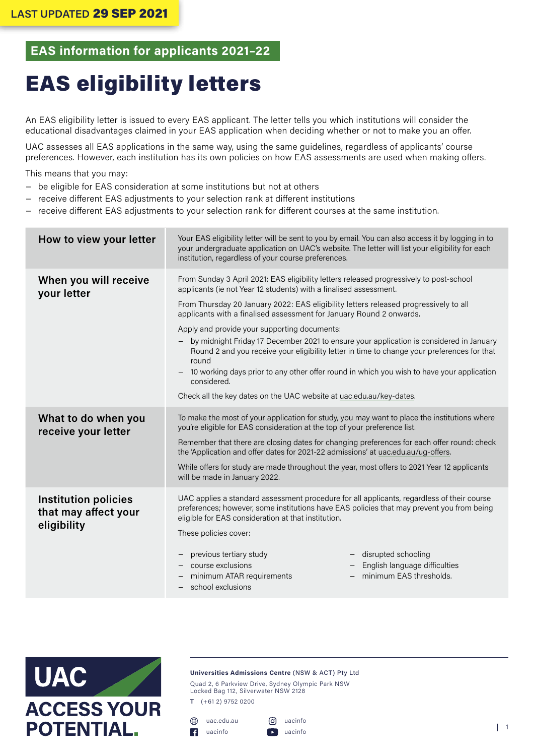LAST UPDATED **29 SEP 2021**

## EAS information for applicants 2021–22

# EAS eligibility letters

An EAS eligibility letter is issued to every EAS applicant. The letter tells you which institutions will consider the educational disadvantages claimed in your EAS application when deciding whether or not to make you an offer.

UAC assesses all EAS applications in the same way, using the same guidelines, regardless of applicants' course preferences. However, each institution has its own policies on how EAS assessments are used when making offers.

This means that you may:

- be eligible for EAS consideration at some institutions but not at others
- receive different EAS adjustments to your selection rank at different institutions
- receive different EAS adjustments to your selection rank for different courses at the same institution.

### How to view your letter

Your EAS eligibility letter will be sent to you by email. You can also access it by logging in to your undergraduate application on UAC's website. The letter will list your eligibility for each institution, regardless of your course preferences.

### When you will receive your letter

From Sunday 3 April 2021: EAS eligibility letters released progressively to post-school applicants (ie not Year 12 students) with a finalised assessment.

From Thursday 20 January 2022: EAS eligibility letters released progressively to all applicants with a finalised assessment for January Round 2 onwards.

Apply and provide your supporting documents:

- by midnight Friday 17 December 2021 to ensure your application is considered in January Round 2 and you receive your eligibility letter in time to change your preferences for that round
- 10 working days prior to any other offer round in which you wish to have your application considered.

Check all the key dates on the UAC website at uac.edu.au/key-dates.

### What to do when you receive your letter

To make the most of your application for study, you may want to place the institutions where you're eligible for EAS consideration at the top of your preference list.

Remember that there are closing dates for changing preferences for each offer round: check the 'Application and offer dates for 2021-22 admissions' at uac.edu.au/ug-offers.

While offers for study are made throughout the year, most offers to 2021 Year 12 applicants will be made in January 2022.

### Institution policies that may affect your eligibility

UAC applies a standard assessment procedure for all applicants, regardless of their course preferences; however, some institutions have EAS policies that may prevent you from being eligible for EAS consideration at that institution.

These policies cover:

- previous tertiary study
- course exclusions
- minimum ATAR requirements
- school exclusions
- disrupted schooling
- English language difficulties
- minimum EAS thresholds.

UAC
ACCESS YOUR POTENTIAL.

**Universities Admissions Centre** (NSW & ACT) Pty Ltd
Quad 2, 6 Parkview Drive, Sydney Olympic Park NSW
Locked Bag 112, Silverwater NSW 2128
**T** (+61 2) 9752 0200

uac.edu.au
uacinfo
uacinfo
uacinfo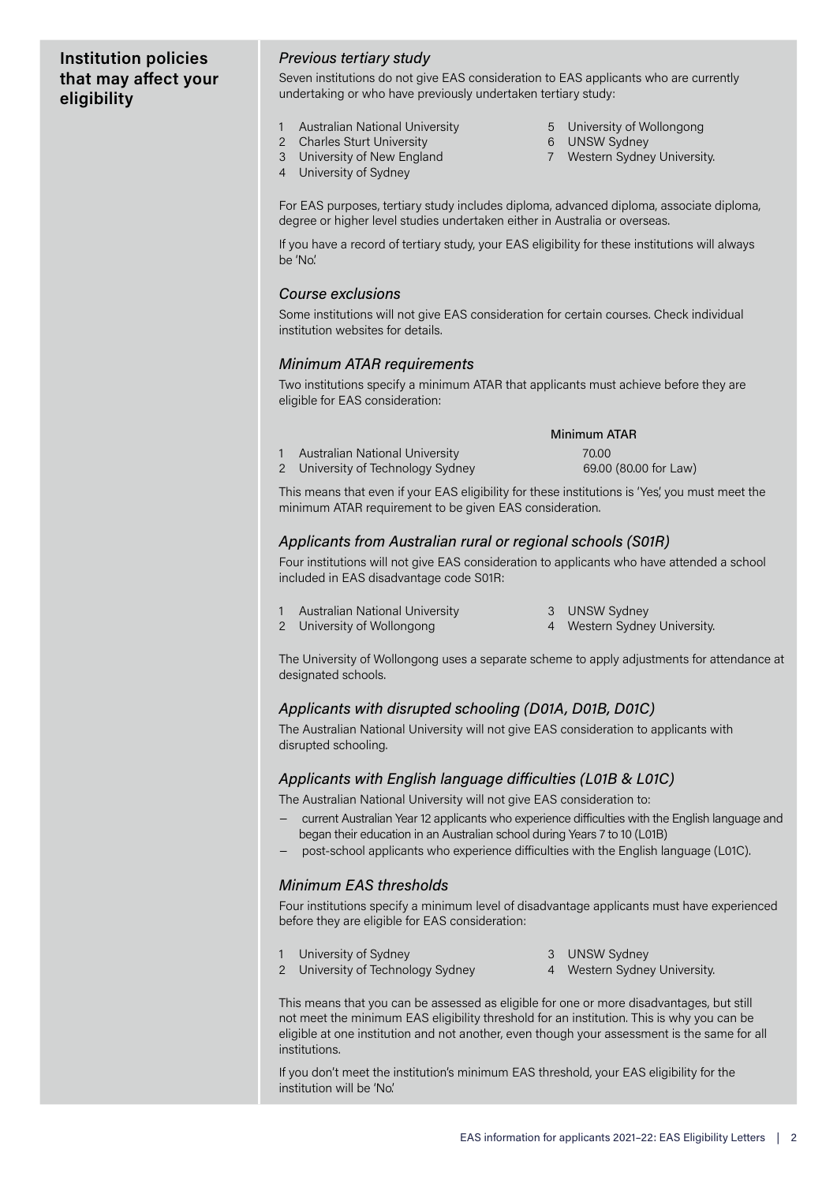## Institution policies that may affect your eligibility

### *Previous tertiary study*

Seven institutions do not give EAS consideration to EAS applicants who are currently undertaking or who have previously undertaken tertiary study:

1. Australian National University
2. Charles Sturt University
3. University of New England
4. University of Sydney
5. University of Wollongong
6. UNSW Sydney
7. Western Sydney University.

For EAS purposes, tertiary study includes diploma, advanced diploma, associate diploma, degree or higher level studies undertaken either in Australia or overseas.

If you have a record of tertiary study, your EAS eligibility for these institutions will always be 'No.'

### *Course exclusions*

Some institutions will not give EAS consideration for certain courses. Check individual institution websites for details.

### *Minimum ATAR requirements*

Two institutions specify a minimum ATAR that applicants must achieve before they are eligible for EAS consideration:

| | Minimum ATAR |
|---|---|
| 1 Australian National University | 70.00 |
| 2 University of Technology Sydney | 69.00 (80.00 for Law) |

This means that even if your EAS eligibility for these institutions is 'Yes', you must meet the minimum ATAR requirement to be given EAS consideration.

### *Applicants from Australian rural or regional schools (S01R)*

Four institutions will not give EAS consideration to applicants who have attended a school included in EAS disadvantage code S01R:

1. Australian National University
2. University of Wollongong
3. UNSW Sydney
4. Western Sydney University.

The University of Wollongong uses a separate scheme to apply adjustments for attendance at designated schools.

### *Applicants with disrupted schooling (D01A, D01B, D01C)*

The Australian National University will not give EAS consideration to applicants with disrupted schooling.

### *Applicants with English language difficulties (L01B & L01C)*

The Australian National University will not give EAS consideration to:

- current Australian Year 12 applicants who experience difficulties with the English language and began their education in an Australian school during Years 7 to 10 (L01B)
- post-school applicants who experience difficulties with the English language (L01C).

### *Minimum EAS thresholds*

Four institutions specify a minimum level of disadvantage applicants must have experienced before they are eligible for EAS consideration:

1. University of Sydney
2. University of Technology Sydney
3. UNSW Sydney
4. Western Sydney University.

This means that you can be assessed as eligible for one or more disadvantages, but still not meet the minimum EAS eligibility threshold for an institution. This is why you can be eligible at one institution and not another, even though your assessment is the same for all institutions.

If you don't meet the institution's minimum EAS threshold, your EAS eligibility for the institution will be 'No.'